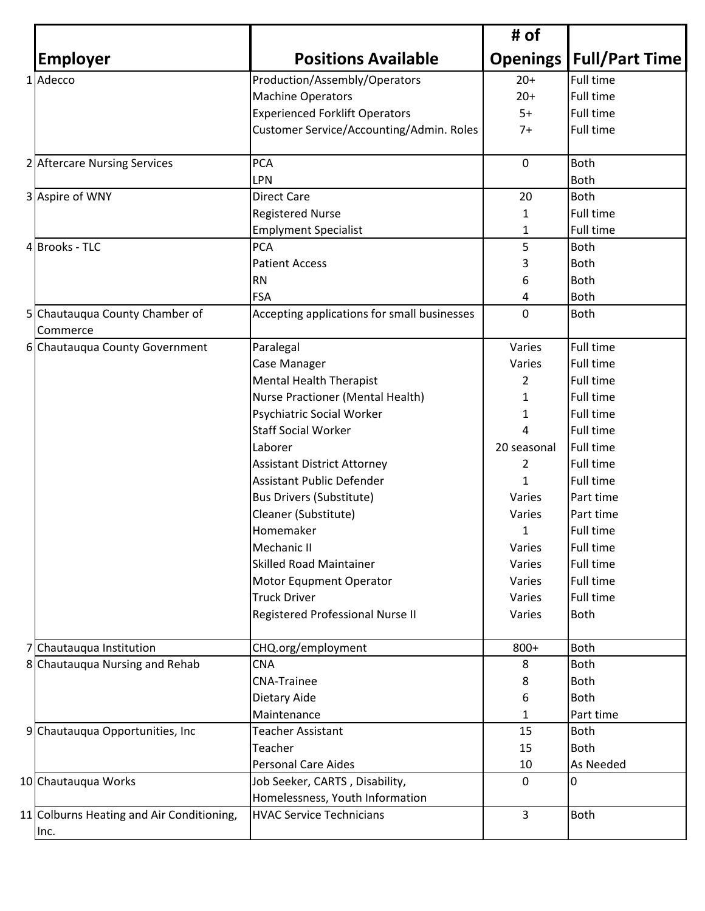| | Employer | Positions Available | # of Openings | Full/Part Time |
|---|---|---|---|---|
| 1 | Adecco | Production/Assembly/Operators | 20+ | Full time |
| | | Machine Operators | 20+ | Full time |
| | | Experienced Forklift Operators | 5+ | Full time |
| | | Customer Service/Accounting/Admin. Roles | 7+ | Full time |
| 2 | Aftercare Nursing Services | PCA | 0 | Both |
| | | LPN | | Both |
| 3 | Aspire of WNY | Direct Care | 20 | Both |
| | | Registered Nurse | 1 | Full time |
| | | Emplyment Specialist | 1 | Full time |
| 4 | Brooks - TLC | PCA | 5 | Both |
| | | Patient Access | 3 | Both |
| | | RN | 6 | Both |
| | | FSA | 4 | Both |
| 5 | Chautauqua County Chamber of Commerce | Accepting applications for small businesses | 0 | Both |
| 6 | Chautauqua County Government | Paralegal | Varies | Full time |
| | | Case Manager | Varies | Full time |
| | | Mental Health Therapist | 2 | Full time |
| | | Nurse Practioner (Mental Health) | 1 | Full time |
| | | Psychiatric Social Worker | 1 | Full time |
| | | Staff Social Worker | 4 | Full time |
| | | Laborer | 20 seasonal | Full time |
| | | Assistant District Attorney | 2 | Full time |
| | | Assistant Public Defender | 1 | Full time |
| | | Bus Drivers (Substitute) | Varies | Part time |
| | | Cleaner (Substitute) | Varies | Part time |
| | | Homemaker | 1 | Full time |
| | | Mechanic II | Varies | Full time |
| | | Skilled Road Maintainer | Varies | Full time |
| | | Motor Equpment Operator | Varies | Full time |
| | | Truck Driver | Varies | Full time |
| | | Registered Professional Nurse II | Varies | Both |
| 7 | Chautauqua Institution | CHQ.org/employment | 800+ | Both |
| 8 | Chautauqua Nursing and Rehab | CNA | 8 | Both |
| | | CNA-Trainee | 8 | Both |
| | | Dietary Aide | 6 | Both |
| | | Maintenance | 1 | Part time |
| 9 | Chautauqua Opportunities, Inc | Teacher Assistant | 15 | Both |
| | | Teacher | 15 | Both |
| | | Personal Care Aides | 10 | As Needed |
| 10 | Chautauqua Works | Job Seeker, CARTS , Disability, Homelessness, Youth Information | 0 | 0 |
| 11 | Colburns Heating and Air Conditioning, Inc. | HVAC Service Technicians | 3 | Both |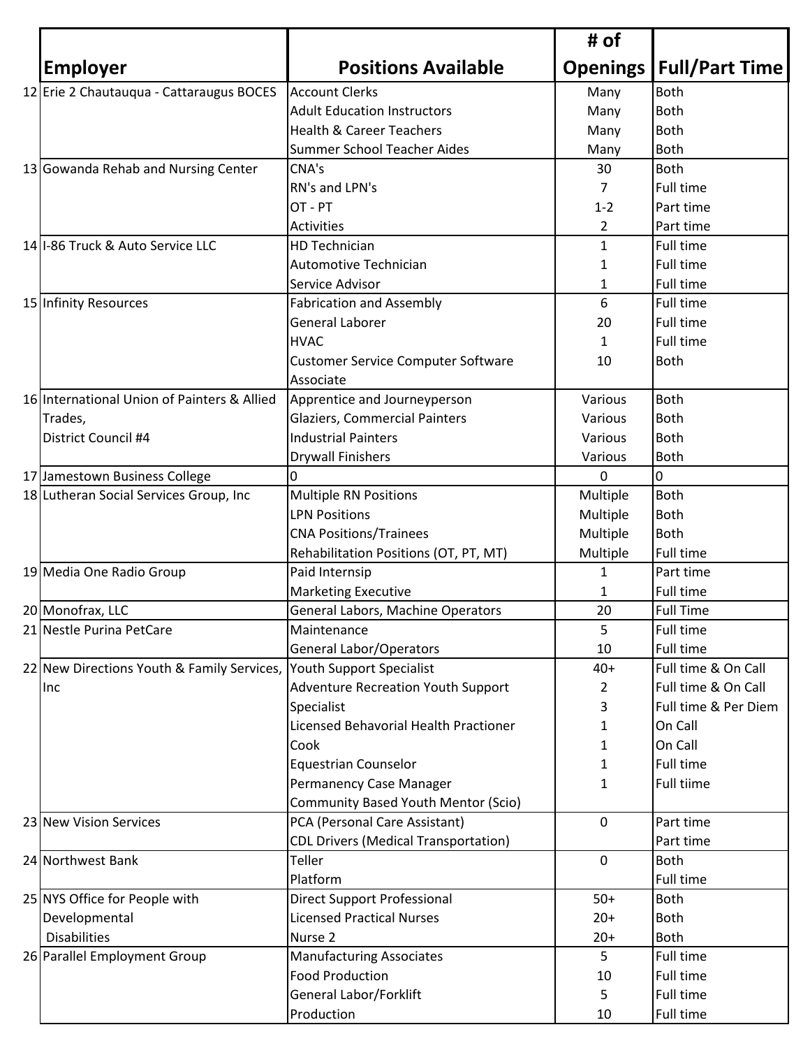| | Employer | Positions Available | # of Openings | Full/Part Time |
|---|---|---|---|---|
| 12 | Erie 2 Chautauqua - Cattaraugus BOCES | Account Clerks | Many | Both |
| | | Adult Education Instructors | Many | Both |
| | | Health & Career Teachers | Many | Both |
| | | Summer School Teacher Aides | Many | Both |
| 13 | Gowanda Rehab and Nursing Center | CNA's | 30 | Both |
| | | RN's and LPN's | 7 | Full time |
| | | OT - PT | 1-2 | Part time |
| | | Activities | 2 | Part time |
| 14 | I-86 Truck & Auto Service LLC | HD Technician | 1 | Full time |
| | | Automotive Technician | 1 | Full time |
| | | Service Advisor | 1 | Full time |
| 15 | Infinity Resources | Fabrication and Assembly | 6 | Full time |
| | | General Laborer | 20 | Full time |
| | | HVAC | 1 | Full time |
| | | Customer Service Computer Software Associate | 10 | Both |
| 16 | International Union of Painters & Allied Trades, District Council #4 | Apprentice and Journeyperson | Various | Both |
| | | Glaziers, Commercial Painters | Various | Both |
| | | Industrial Painters | Various | Both |
| | | Drywall Finishers | Various | Both |
| 17 | Jamestown Business College | 0 | 0 | 0 |
| 18 | Lutheran Social Services Group, Inc | Multiple RN Positions | Multiple | Both |
| | | LPN Positions | Multiple | Both |
| | | CNA Positions/Trainees | Multiple | Both |
| | | Rehabilitation Positions (OT, PT, MT) | Multiple | Full time |
| 19 | Media One Radio Group | Paid Internsip | 1 | Part time |
| | | Marketing Executive | 1 | Full time |
| 20 | Monofrax, LLC | General Labors, Machine Operators | 20 | Full Time |
| 21 | Nestle Purina PetCare | Maintenance | 5 | Full time |
| | | General Labor/Operators | 10 | Full time |
| 22 | New Directions Youth & Family Services, Inc | Youth Support Specialist | 40+ | Full time & On Call |
| | | Adventure Recreation Youth Support | 2 | Full time & On Call |
| | | Specialist | 3 | Full time & Per Diem |
| | | Licensed Behavorial Health Practioner | 1 | On Call |
| | | Cook | 1 | On Call |
| | | Equestrian Counselor | 1 | Full time |
| | | Permanency Case Manager | 1 | Full tiime |
| | | Community Based Youth Mentor (Scio) | | |
| 23 | New Vision Services | PCA (Personal Care Assistant) | 0 | Part time |
| | | CDL Drivers (Medical Transportation) | | Part time |
| 24 | Northwest Bank | Teller | 0 | Both |
| | | Platform | | Full time |
| 25 | NYS Office for People with Developmental Disabilities | Direct Support Professional | 50+ | Both |
| | | Licensed Practical Nurses | 20+ | Both |
| | | Nurse 2 | 20+ | Both |
| 26 | Parallel Employment Group | Manufacturing Associates | 5 | Full time |
| | | Food Production | 10 | Full time |
| | | General Labor/Forklift | 5 | Full time |
| | | Production | 10 | Full time |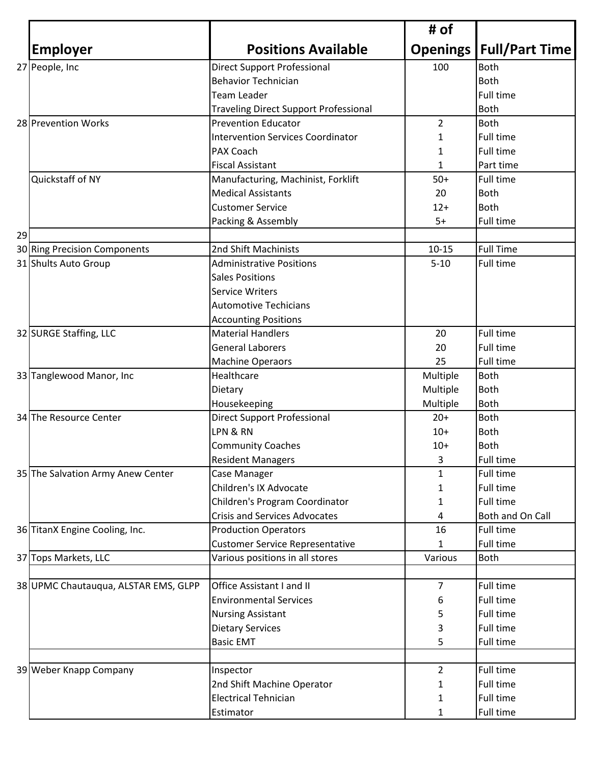| | Employer | Positions Available | # of Openings | Full/Part Time |
|---|---|---|---|---|
| 27 | People, Inc | Direct Support Professional | 100 | Both |
| | | Behavior Technician | | Both |
| | | Team Leader | | Full time |
| | | Traveling Direct Support Professional | | Both |
| 28 | Prevention Works | Prevention Educator | 2 | Both |
| | | Intervention Services Coordinator | 1 | Full time |
| | | PAX Coach | 1 | Full time |
| | | Fiscal Assistant | 1 | Part time |
| | Quickstaff of NY | Manufacturing, Machinist, Forklift | 50+ | Full time |
| | | Medical Assistants | 20 | Both |
| | | Customer Service | 12+ | Both |
| | | Packing & Assembly | 5+ | Full time |
| 29 | | | | |
| 30 | Ring Precision Components | 2nd Shift Machinists | 10-15 | Full Time |
| 31 | Shults Auto Group | Administrative Positions | 5-10 | Full time |
| | | Sales Positions | | |
| | | Service Writers | | |
| | | Automotive Techicians | | |
| | | Accounting Positions | | |
| 32 | SURGE Staffing, LLC | Material Handlers | 20 | Full time |
| | | General Laborers | 20 | Full time |
| | | Machine Operaors | 25 | Full time |
| 33 | Tanglewood Manor, Inc | Healthcare | Multiple | Both |
| | | Dietary | Multiple | Both |
| | | Housekeeping | Multiple | Both |
| 34 | The Resource Center | Direct Support Professional | 20+ | Both |
| | | LPN & RN | 10+ | Both |
| | | Community Coaches | 10+ | Both |
| | | Resident Managers | 3 | Full time |
| 35 | The Salvation Army Anew Center | Case Manager | 1 | Full time |
| | | Children's IX Advocate | 1 | Full time |
| | | Children's Program Coordinator | 1 | Full time |
| | | Crisis and Services Advocates | 4 | Both and On Call |
| 36 | TitanX Engine Cooling, Inc. | Production Operators | 16 | Full time |
| | | Customer Service Representative | 1 | Full time |
| 37 | Tops Markets, LLC | Various positions in all stores | Various | Both |
| | | | | |
| 38 | UPMC Chautauqua, ALSTAR EMS, GLPP | Office Assistant I and II | 7 | Full time |
| | | Environmental Services | 6 | Full time |
| | | Nursing Assistant | 5 | Full time |
| | | Dietary Services | 3 | Full time |
| | | Basic EMT | 5 | Full time |
| | | | | |
| 39 | Weber Knapp Company | Inspector | 2 | Full time |
| | | 2nd Shift Machine Operator | 1 | Full time |
| | | Electrical Tehnician | 1 | Full time |
| | | Estimator | 1 | Full time |